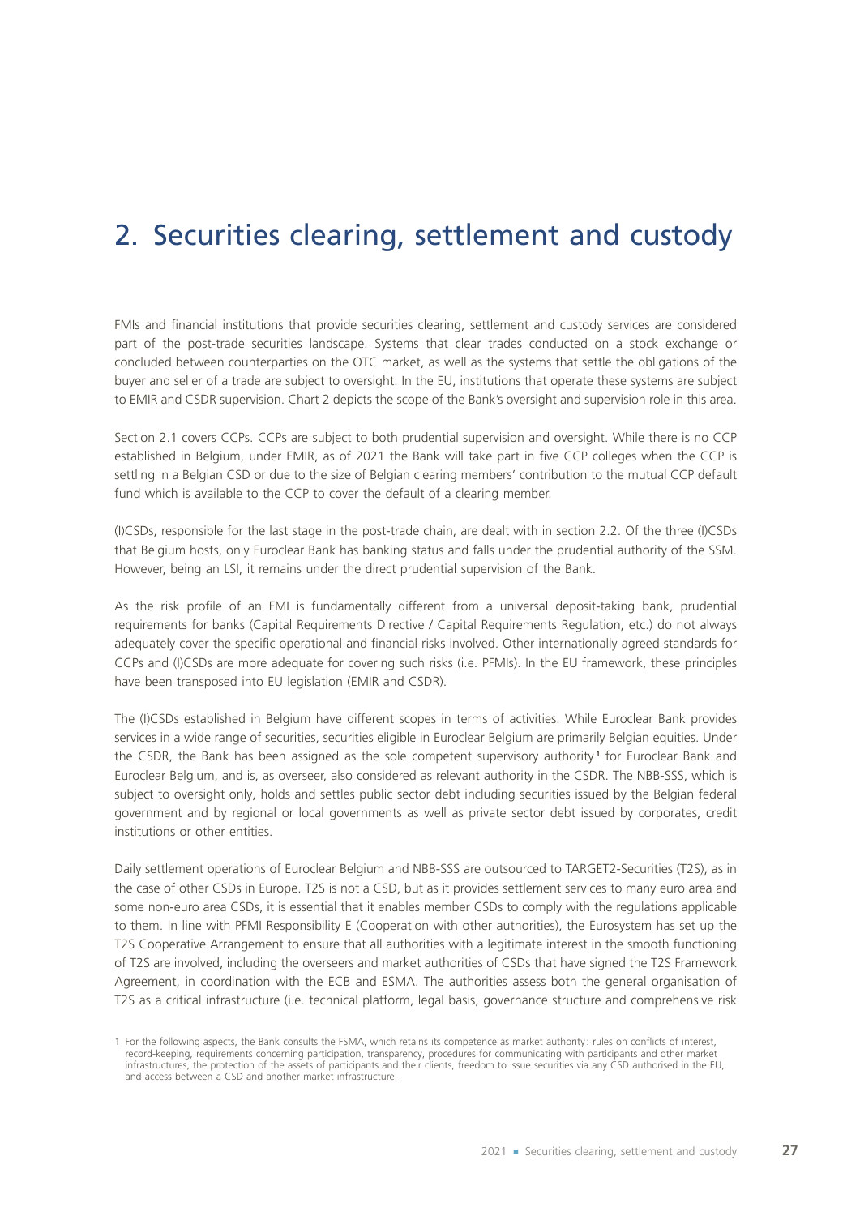# 2. Securities clearing, settlement and custody

FMIs and financial institutions that provide securities clearing, settlement and custody services are considered part of the post-trade securities landscape. Systems that clear trades conducted on a stock exchange or concluded between counterparties on the OTC market, as well as the systems that settle the obligations of the buyer and seller of a trade are subject to oversight. In the EU, institutions that operate these systems are subject to EMIR and CSDR supervision. Chart 2 depicts the scope of the Bank's oversight and supervision role in this area.

Section 2.1 covers CCPs. CCPs are subject to both prudential supervision and oversight. While there is no CCP established in Belgium, under EMIR, as of 2021 the Bank will take part in five CCP colleges when the CCP is settling in a Belgian CSD or due to the size of Belgian clearing members' contribution to the mutual CCP default fund which is available to the CCP to cover the default of a clearing member.

(I)CSDs, responsible for the last stage in the post-trade chain, are dealt with in section 2.2. Of the three (I)CSDs that Belgium hosts, only Euroclear Bank has banking status and falls under the prudential authority of the SSM. However, being an LSI, it remains under the direct prudential supervision of the Bank.

As the risk profile of an FMI is fundamentally different from a universal deposit-taking bank, prudential requirements for banks (Capital Requirements Directive / Capital Requirements Regulation, etc.) do not always adequately cover the specific operational and financial risks involved. Other internationally agreed standards for CCPs and (I)CSDs are more adequate for covering such risks (i.e. PFMIs). In the EU framework, these principles have been transposed into EU legislation (EMIR and CSDR).

The (I)CSDs established in Belgium have different scopes in terms of activities. While Euroclear Bank provides services in a wide range of securities, securities eligible in Euroclear Belgium are primarily Belgian equities. Under the CSDR, the Bank has been assigned as the sole competent supervisory authority[1] for Euroclear Bank and Euroclear Belgium, and is, as overseer, also considered as relevant authority in the CSDR. The NBB-SSS, which is subject to oversight only, holds and settles public sector debt including securities issued by the Belgian federal government and by regional or local governments as well as private sector debt issued by corporates, credit institutions or other entities.

Daily settlement operations of Euroclear Belgium and NBB-SSS are outsourced to TARGET2-Securities (T2S), as in the case of other CSDs in Europe. T2S is not a CSD, but as it provides settlement services to many euro area and some non-euro area CSDs, it is essential that it enables member CSDs to comply with the regulations applicable to them. In line with PFMI Responsibility E (Cooperation with other authorities), the Eurosystem has set up the T2S Cooperative Arrangement to ensure that all authorities with a legitimate interest in the smooth functioning of T2S are involved, including the overseers and market authorities of CSDs that have signed the T2S Framework Agreement, in coordination with the ECB and ESMA. The authorities assess both the general organisation of T2S as a critical infrastructure (i.e. technical platform, legal basis, governance structure and comprehensive risk

1 For the following aspects, the Bank consults the FSMA, which retains its competence as market authority: rules on conflicts of interest, record-keeping, requirements concerning participation, transparency, procedures for communicating with participants and other market infrastructures, the protection of the assets of participants and their clients, freedom to issue securities via any CSD authorised in the EU, and access between a CSD and another market infrastructure.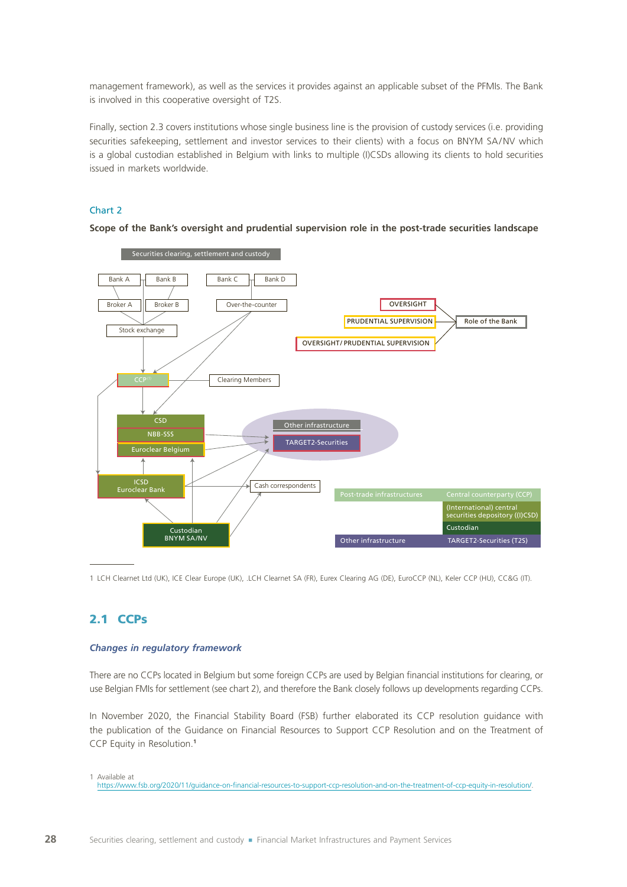management framework), as well as the services it provides against an applicable subset of the PFMIs. The Bank is involved in this cooperative oversight of T2S.

Finally, section 2.3 covers institutions whose single business line is the provision of custody services (i.e. providing securities safekeeping, settlement and investor services to their clients) with a focus on BNYM SA/NV which is a global custodian established in Belgium with links to multiple (I)CSDs allowing its clients to hold securities issued in markets worldwide.

Chart 2

**Scope of the Bank's oversight and prudential supervision role in the post-trade securities landscape**

Securities clearing, settlement and custody

Bank A, Bank B, Bank C, Bank D, Broker A, Broker B, Over-the-counter, Stock exchange, CCP[1], Clearing Members, CSD, NBB-SSS, Euroclear Belgium, ICSD Euroclear Bank, Custodian BNYM SA/NV, Cash correspondents, Other infrastructure, TARGET2-Securities

OVERSIGHT — PRUDENTIAL SUPERVISION — OVERSIGHT/ PRUDENTIAL SUPERVISION — Role of the Bank

| Post-trade infrastructures | Central counterparty (CCP) |
|---|---|
| | (International) central securities depository ((I)CSD) |
| | Custodian |
| Other infrastructure | TARGET2-Securities (T2S) |

1 LCH Clearnet Ltd (UK), ICE Clear Europe (UK), .LCH Clearnet SA (FR), Eurex Clearing AG (DE), EuroCCP (NL), Keler CCP (HU), CC&G (IT).

## 2.1 CCPs

### *Changes in regulatory framework*

There are no CCPs located in Belgium but some foreign CCPs are used by Belgian financial institutions for clearing, or use Belgian FMIs for settlement (see chart 2), and therefore the Bank closely follows up developments regarding CCPs.

In November 2020, the Financial Stability Board (FSB) further elaborated its CCP resolution guidance with the publication of the Guidance on Financial Resources to Support CCP Resolution and on the Treatment of CCP Equity in Resolution.[1]

1 Available at https://www.fsb.org/2020/11/guidance-on-financial-resources-to-support-ccp-resolution-and-on-the-treatment-of-ccp-equity-in-resolution/.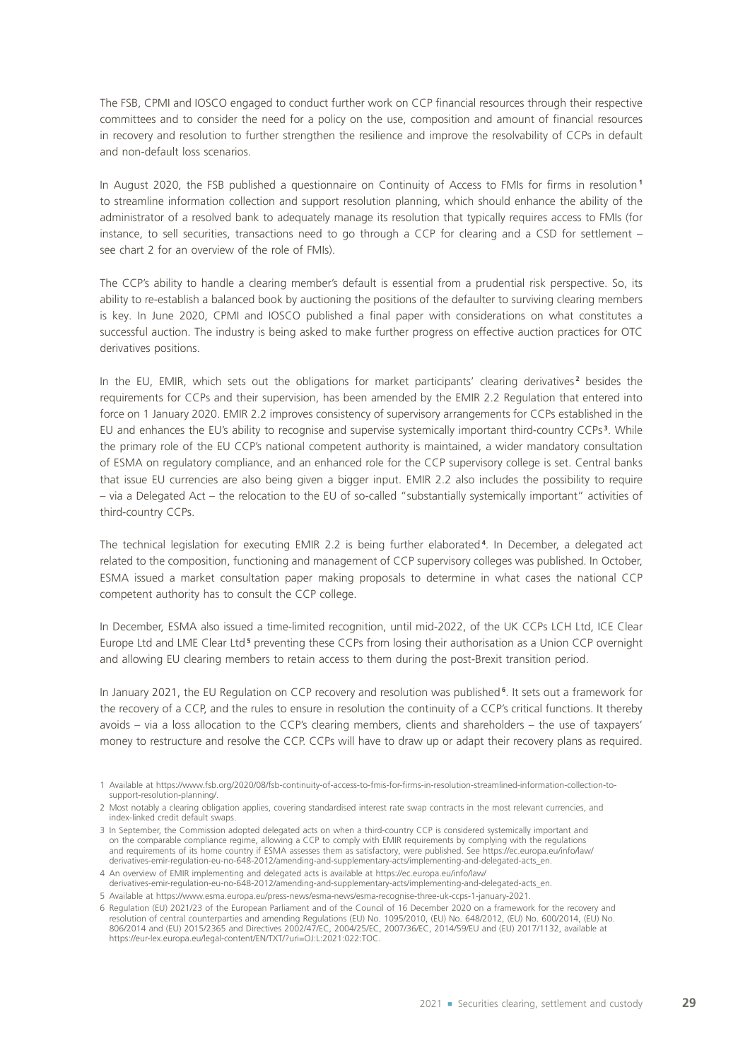The FSB, CPMI and IOSCO engaged to conduct further work on CCP financial resources through their respective committees and to consider the need for a policy on the use, composition and amount of financial resources in recovery and resolution to further strengthen the resilience and improve the resolvability of CCPs in default and non-default loss scenarios.

In August 2020, the FSB published a questionnaire on Continuity of Access to FMIs for firms in resolution[1] to streamline information collection and support resolution planning, which should enhance the ability of the administrator of a resolved bank to adequately manage its resolution that typically requires access to FMIs (for instance, to sell securities, transactions need to go through a CCP for clearing and a CSD for settlement – see chart 2 for an overview of the role of FMIs).

The CCP's ability to handle a clearing member's default is essential from a prudential risk perspective. So, its ability to re-establish a balanced book by auctioning the positions of the defaulter to surviving clearing members is key. In June 2020, CPMI and IOSCO published a final paper with considerations on what constitutes a successful auction. The industry is being asked to make further progress on effective auction practices for OTC derivatives positions.

In the EU, EMIR, which sets out the obligations for market participants' clearing derivatives[2] besides the requirements for CCPs and their supervision, has been amended by the EMIR 2.2 Regulation that entered into force on 1 January 2020. EMIR 2.2 improves consistency of supervisory arrangements for CCPs established in the EU and enhances the EU's ability to recognise and supervise systemically important third-country CCPs[3]. While the primary role of the EU CCP's national competent authority is maintained, a wider mandatory consultation of ESMA on regulatory compliance, and an enhanced role for the CCP supervisory college is set. Central banks that issue EU currencies are also being given a bigger input. EMIR 2.2 also includes the possibility to require – via a Delegated Act – the relocation to the EU of so-called "substantially systemically important" activities of third-country CCPs.

The technical legislation for executing EMIR 2.2 is being further elaborated[4]. In December, a delegated act related to the composition, functioning and management of CCP supervisory colleges was published. In October, ESMA issued a market consultation paper making proposals to determine in what cases the national CCP competent authority has to consult the CCP college.

In December, ESMA also issued a time-limited recognition, until mid-2022, of the UK CCPs LCH Ltd, ICE Clear Europe Ltd and LME Clear Ltd[5] preventing these CCPs from losing their authorisation as a Union CCP overnight and allowing EU clearing members to retain access to them during the post-Brexit transition period.

In January 2021, the EU Regulation on CCP recovery and resolution was published[6]. It sets out a framework for the recovery of a CCP, and the rules to ensure in resolution the continuity of a CCP's critical functions. It thereby avoids – via a loss allocation to the CCP's clearing members, clients and shareholders – the use of taxpayers' money to restructure and resolve the CCP. CCPs will have to draw up or adapt their recovery plans as required.

1 Available at https://www.fsb.org/2020/08/fsb-continuity-of-access-to-fmis-for-firms-in-resolution-streamlined-information-collection-to-support-resolution-planning/.

2 Most notably a clearing obligation applies, covering standardised interest rate swap contracts in the most relevant currencies, and index-linked credit default swaps.

3 In September, the Commission adopted delegated acts on when a third-country CCP is considered systemically important and on the comparable compliance regime, allowing a CCP to comply with EMIR requirements by complying with the regulations and requirements of its home country if ESMA assesses them as satisfactory, were published. See https://ec.europa.eu/info/law/derivatives-emir-regulation-eu-no-648-2012/amending-and-supplementary-acts/implementing-and-delegated-acts_en.

4 An overview of EMIR implementing and delegated acts is available at https://ec.europa.eu/info/law/derivatives-emir-regulation-eu-no-648-2012/amending-and-supplementary-acts/implementing-and-delegated-acts_en.

5 Available at https://www.esma.europa.eu/press-news/esma-news/esma-recognise-three-uk-ccps-1-january-2021.

6 Regulation (EU) 2021/23 of the European Parliament and of the Council of 16 December 2020 on a framework for the recovery and resolution of central counterparties and amending Regulations (EU) No. 1095/2010, (EU) No. 648/2012, (EU) No. 600/2014, (EU) No. 806/2014 and (EU) 2015/2365 and Directives 2002/47/EC, 2004/25/EC, 2007/36/EC, 2014/59/EU and (EU) 2017/1132, available at https://eur-lex.europa.eu/legal-content/EN/TXT/?uri=OJ:L:2021:022:TOC.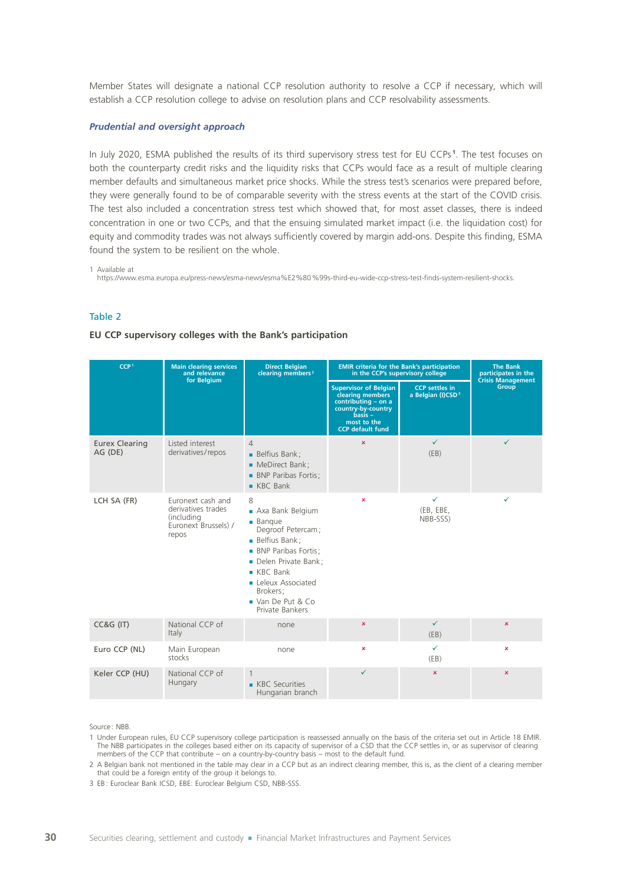Member States will designate a national CCP resolution authority to resolve a CCP if necessary, which will establish a CCP resolution college to advise on resolution plans and CCP resolvability assessments.

### *Prudential and oversight approach*

In July 2020, ESMA published the results of its third supervisory stress test for EU CCPs[1]. The test focuses on both the counterparty credit risks and the liquidity risks that CCPs would face as a result of multiple clearing member defaults and simultaneous market price shocks. While the stress test's scenarios were prepared before, they were generally found to be of comparable severity with the stress events at the start of the COVID crisis. The test also included a concentration stress test which showed that, for most asset classes, there is indeed concentration in one or two CCPs, and that the ensuing simulated market impact (i.e. the liquidation cost) for equity and commodity trades was not always sufficiently covered by margin add-ons. Despite this finding, ESMA found the system to be resilient on the whole.

1 Available at https://www.esma.europa.eu/press-news/esma-news/esma%E2%80%99s-third-eu-wide-ccp-stress-test-finds-system-resilient-shocks.

### Table 2

**EU CCP supervisory colleges with the Bank's participation**

| CCP[1] | Main clearing services and relevance for Belgium | Direct Belgian clearing members[2] | EMIR criteria for the Bank's participation in the CCP's supervisory college | | The Bank participates in the Crisis Management Group |
|---|---|---|---|---|---|
| | | | Supervisor of Belgian clearing members contributing – on a country-by-country basis – most to the CCP default fund | CCP settles in a Belgian (I)CSD[3] | |
| Eurex Clearing AG (DE) | Listed interest derivatives/repos | 4<br>▪ Belfius Bank;<br>▪ MeDirect Bank;<br>▪ BNP Paribas Fortis;<br>▪ KBC Bank | × | ✓ (EB) | ✓ |
| LCH SA (FR) | Euronext cash and derivatives trades (including Euronext Brussels) / repos | 8<br>▪ Axa Bank Belgium<br>▪ Banque Degroof Petercam;<br>▪ Belfius Bank;<br>▪ BNP Paribas Fortis;<br>▪ Delen Private Bank;<br>▪ KBC Bank<br>▪ Leleux Associated Brokers;<br>▪ Van De Put & Co Private Bankers | × | ✓ (EB, EBE, NBB-SSS) | ✓ |
| CC&G (IT) | National CCP of Italy | none | × | ✓ (EB) | × |
| Euro CCP (NL) | Main European stocks | none | × | ✓ (EB) | × |
| Keler CCP (HU) | National CCP of Hungary | 1<br>▪ KBC Securities Hungarian branch | ✓ | × | × |

Source: NBB.

1 Under European rules, EU CCP supervisory college participation is reassessed annually on the basis of the criteria set out in Article 18 EMIR. The NBB participates in the colleges based either on its capacity of supervisor of a CSD that the CCP settles in, or as supervisor of clearing members of the CCP that contribute – on a country-by-country basis – most to the default fund.

2 A Belgian bank not mentioned in the table may clear in a CCP but as an indirect clearing member, this is, as the client of a clearing member that could be a foreign entity of the group it belongs to.

3 EB: Euroclear Bank ICSD, EBE: Euroclear Belgium CSD, NBB-SSS.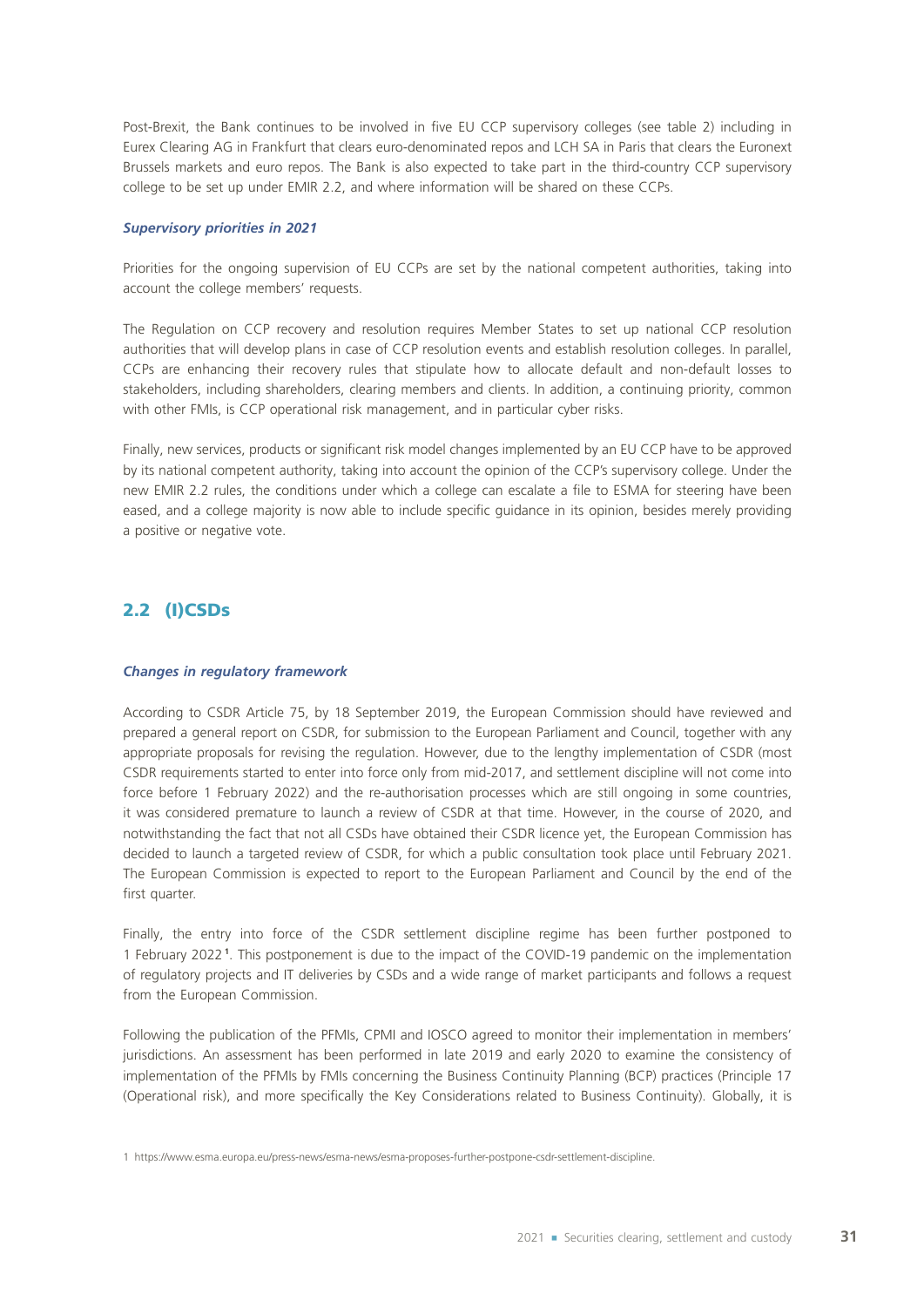Post-Brexit, the Bank continues to be involved in five EU CCP supervisory colleges (see table 2) including in Eurex Clearing AG in Frankfurt that clears euro-denominated repos and LCH SA in Paris that clears the Euronext Brussels markets and euro repos. The Bank is also expected to take part in the third-country CCP supervisory college to be set up under EMIR 2.2, and where information will be shared on these CCPs.

#### *Supervisory priorities in 2021*

Priorities for the ongoing supervision of EU CCPs are set by the national competent authorities, taking into account the college members' requests.

The Regulation on CCP recovery and resolution requires Member States to set up national CCP resolution authorities that will develop plans in case of CCP resolution events and establish resolution colleges. In parallel, CCPs are enhancing their recovery rules that stipulate how to allocate default and non-default losses to stakeholders, including shareholders, clearing members and clients. In addition, a continuing priority, common with other FMIs, is CCP operational risk management, and in particular cyber risks.

Finally, new services, products or significant risk model changes implemented by an EU CCP have to be approved by its national competent authority, taking into account the opinion of the CCP's supervisory college. Under the new EMIR 2.2 rules, the conditions under which a college can escalate a file to ESMA for steering have been eased, and a college majority is now able to include specific guidance in its opinion, besides merely providing a positive or negative vote.

## 2.2 (I)CSDs

#### *Changes in regulatory framework*

According to CSDR Article 75, by 18 September 2019, the European Commission should have reviewed and prepared a general report on CSDR, for submission to the European Parliament and Council, together with any appropriate proposals for revising the regulation. However, due to the lengthy implementation of CSDR (most CSDR requirements started to enter into force only from mid-2017, and settlement discipline will not come into force before 1 February 2022) and the re-authorisation processes which are still ongoing in some countries, it was considered premature to launch a review of CSDR at that time. However, in the course of 2020, and notwithstanding the fact that not all CSDs have obtained their CSDR licence yet, the European Commission has decided to launch a targeted review of CSDR, for which a public consultation took place until February 2021. The European Commission is expected to report to the European Parliament and Council by the end of the first quarter.

Finally, the entry into force of the CSDR settlement discipline regime has been further postponed to 1 February 2022[1]. This postponement is due to the impact of the COVID-19 pandemic on the implementation of regulatory projects and IT deliveries by CSDs and a wide range of market participants and follows a request from the European Commission.

Following the publication of the PFMIs, CPMI and IOSCO agreed to monitor their implementation in members' jurisdictions. An assessment has been performed in late 2019 and early 2020 to examine the consistency of implementation of the PFMIs by FMIs concerning the Business Continuity Planning (BCP) practices (Principle 17 (Operational risk), and more specifically the Key Considerations related to Business Continuity). Globally, it is

1 https://www.esma.europa.eu/press-news/esma-news/esma-proposes-further-postpone-csdr-settlement-discipline.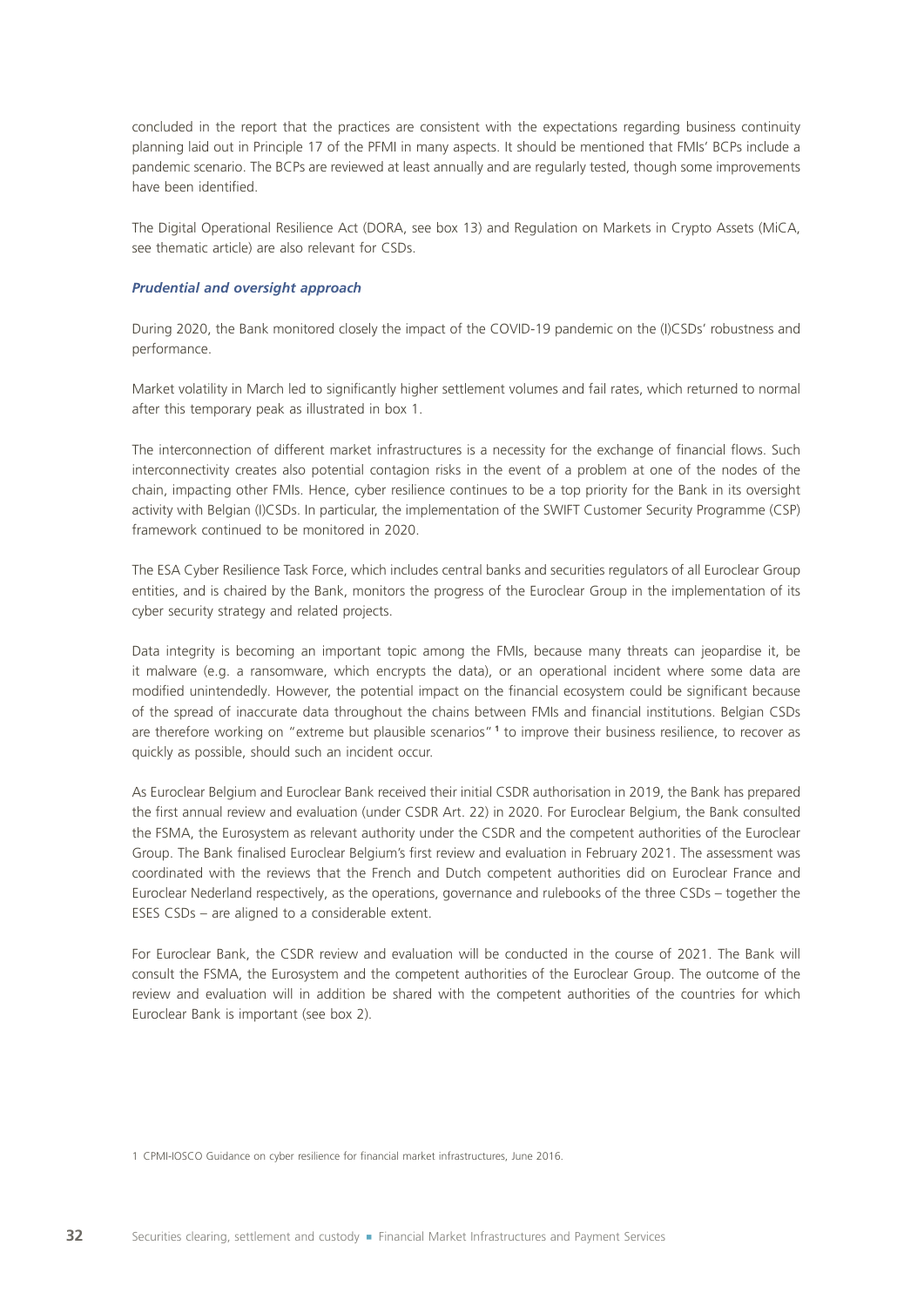concluded in the report that the practices are consistent with the expectations regarding business continuity planning laid out in Principle 17 of the PFMI in many aspects. It should be mentioned that FMIs' BCPs include a pandemic scenario. The BCPs are reviewed at least annually and are regularly tested, though some improvements have been identified.

The Digital Operational Resilience Act (DORA, see box 13) and Regulation on Markets in Crypto Assets (MiCA, see thematic article) are also relevant for CSDs.

### *Prudential and oversight approach*

During 2020, the Bank monitored closely the impact of the COVID-19 pandemic on the (I)CSDs' robustness and performance.

Market volatility in March led to significantly higher settlement volumes and fail rates, which returned to normal after this temporary peak as illustrated in box 1.

The interconnection of different market infrastructures is a necessity for the exchange of financial flows. Such interconnectivity creates also potential contagion risks in the event of a problem at one of the nodes of the chain, impacting other FMIs. Hence, cyber resilience continues to be a top priority for the Bank in its oversight activity with Belgian (I)CSDs. In particular, the implementation of the SWIFT Customer Security Programme (CSP) framework continued to be monitored in 2020.

The ESA Cyber Resilience Task Force, which includes central banks and securities regulators of all Euroclear Group entities, and is chaired by the Bank, monitors the progress of the Euroclear Group in the implementation of its cyber security strategy and related projects.

Data integrity is becoming an important topic among the FMIs, because many threats can jeopardise it, be it malware (e.g. a ransomware, which encrypts the data), or an operational incident where some data are modified unintendedly. However, the potential impact on the financial ecosystem could be significant because of the spread of inaccurate data throughout the chains between FMIs and financial institutions. Belgian CSDs are therefore working on "extreme but plausible scenarios" [1] to improve their business resilience, to recover as quickly as possible, should such an incident occur.

As Euroclear Belgium and Euroclear Bank received their initial CSDR authorisation in 2019, the Bank has prepared the first annual review and evaluation (under CSDR Art. 22) in 2020. For Euroclear Belgium, the Bank consulted the FSMA, the Eurosystem as relevant authority under the CSDR and the competent authorities of the Euroclear Group. The Bank finalised Euroclear Belgium's first review and evaluation in February 2021. The assessment was coordinated with the reviews that the French and Dutch competent authorities did on Euroclear France and Euroclear Nederland respectively, as the operations, governance and rulebooks of the three CSDs – together the ESES CSDs – are aligned to a considerable extent.

For Euroclear Bank, the CSDR review and evaluation will be conducted in the course of 2021. The Bank will consult the FSMA, the Eurosystem and the competent authorities of the Euroclear Group. The outcome of the review and evaluation will in addition be shared with the competent authorities of the countries for which Euroclear Bank is important (see box 2).

1 CPMI-IOSCO Guidance on cyber resilience for financial market infrastructures, June 2016.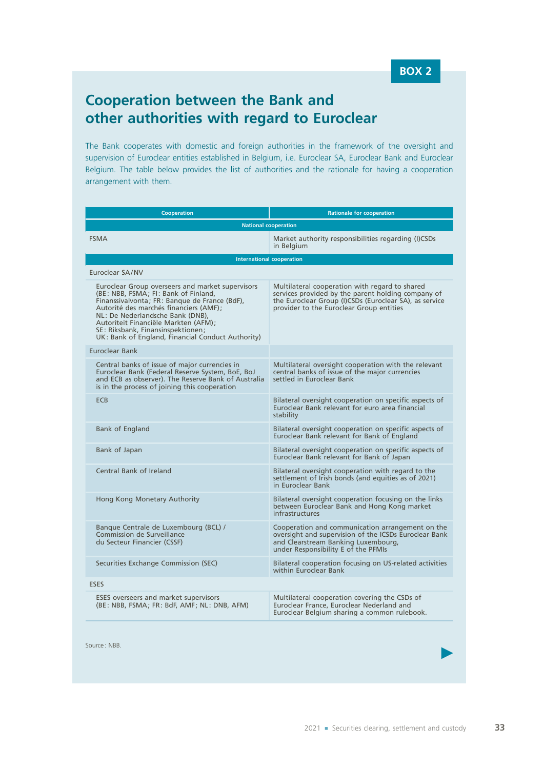BOX 2

## Cooperation between the Bank and other authorities with regard to Euroclear

The Bank cooperates with domestic and foreign authorities in the framework of the oversight and supervision of Euroclear entities established in Belgium, i.e. Euroclear SA, Euroclear Bank and Euroclear Belgium. The table below provides the list of authorities and the rationale for having a cooperation arrangement with them.

| Cooperation | Rationale for cooperation |
|---|---|
| **National cooperation** | |
| FSMA | Market authority responsibilities regarding (I)CSDs in Belgium |
| **International cooperation** | |
| Euroclear SA/NV | |
| Euroclear Group overseers and market supervisors (BE: NBB, FSMA; FI: Bank of Finland, Finanssivalvonta; FR: Banque de France (BdF), Autorité des marchés financiers (AMF); NL: De Nederlandsche Bank (DNB), Autoriteit Financiële Markten (AFM); SE: Riksbank, Finansinspektionen; UK: Bank of England, Financial Conduct Authority) | Multilateral cooperation with regard to shared services provided by the parent holding company of the Euroclear Group (I)CSDs (Euroclear SA), as service provider to the Euroclear Group entities |
| Euroclear Bank | |
| Central banks of issue of major currencies in Euroclear Bank (Federal Reserve System, BoE, BoJ and ECB as observer). The Reserve Bank of Australia is in the process of joining this cooperation | Multilateral oversight cooperation with the relevant central banks of issue of the major currencies settled in Euroclear Bank |
| ECB | Bilateral oversight cooperation on specific aspects of Euroclear Bank relevant for euro area financial stability |
| Bank of England | Bilateral oversight cooperation on specific aspects of Euroclear Bank relevant for Bank of England |
| Bank of Japan | Bilateral oversight cooperation on specific aspects of Euroclear Bank relevant for Bank of Japan |
| Central Bank of Ireland | Bilateral oversight cooperation with regard to the settlement of Irish bonds (and equities as of 2021) in Euroclear Bank |
| Hong Kong Monetary Authority | Bilateral oversight cooperation focusing on the links between Euroclear Bank and Hong Kong market infrastructures |
| Banque Centrale de Luxembourg (BCL) / Commission de Surveillance du Secteur Financier (CSSF) | Cooperation and communication arrangement on the oversight and supervision of the ICSDs Euroclear Bank and Clearstream Banking Luxembourg, under Responsibility E of the PFMIs |
| Securities Exchange Commission (SEC) | Bilateral cooperation focusing on US-related activities within Euroclear Bank |
| ESES | |
| ESES overseers and market supervisors (BE: NBB, FSMA; FR: BdF, AMF; NL: DNB, AFM) | Multilateral cooperation covering the CSDs of Euroclear France, Euroclear Nederland and Euroclear Belgium sharing a common rulebook. |

Source: NBB.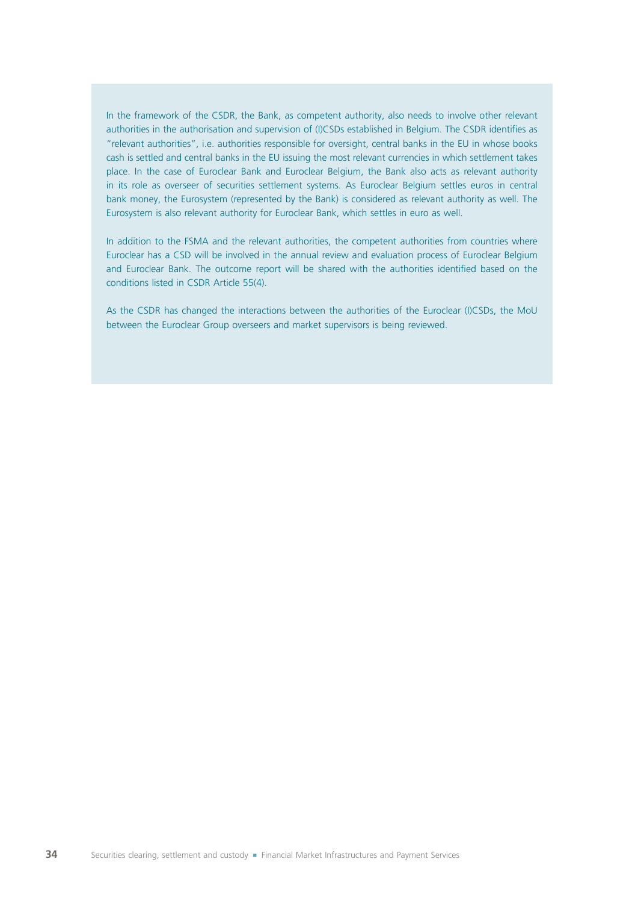In the framework of the CSDR, the Bank, as competent authority, also needs to involve other relevant authorities in the authorisation and supervision of (I)CSDs established in Belgium. The CSDR identifies as "relevant authorities", i.e. authorities responsible for oversight, central banks in the EU in whose books cash is settled and central banks in the EU issuing the most relevant currencies in which settlement takes place. In the case of Euroclear Bank and Euroclear Belgium, the Bank also acts as relevant authority in its role as overseer of securities settlement systems. As Euroclear Belgium settles euros in central bank money, the Eurosystem (represented by the Bank) is considered as relevant authority as well. The Eurosystem is also relevant authority for Euroclear Bank, which settles in euro as well.

In addition to the FSMA and the relevant authorities, the competent authorities from countries where Euroclear has a CSD will be involved in the annual review and evaluation process of Euroclear Belgium and Euroclear Bank. The outcome report will be shared with the authorities identified based on the conditions listed in CSDR Article 55(4).

As the CSDR has changed the interactions between the authorities of the Euroclear (I)CSDs, the MoU between the Euroclear Group overseers and market supervisors is being reviewed.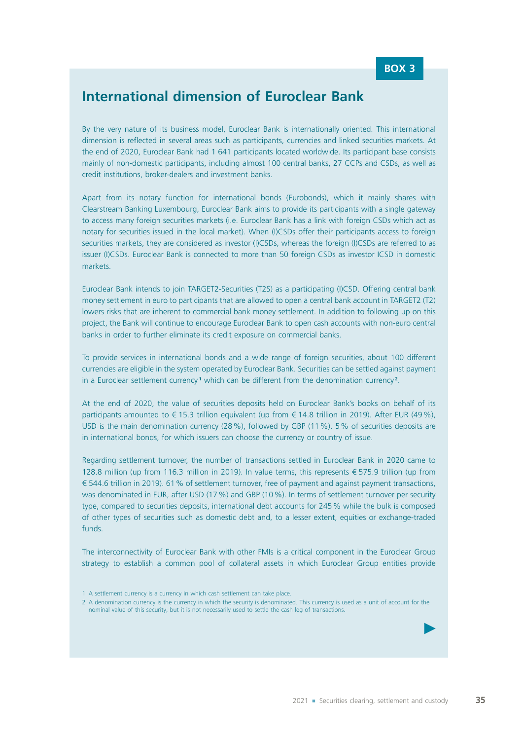BOX 3

## International dimension of Euroclear Bank

By the very nature of its business model, Euroclear Bank is internationally oriented. This international dimension is reflected in several areas such as participants, currencies and linked securities markets. At the end of 2020, Euroclear Bank had 1 641 participants located worldwide. Its participant base consists mainly of non-domestic participants, including almost 100 central banks, 27 CCPs and CSDs, as well as credit institutions, broker-dealers and investment banks.

Apart from its notary function for international bonds (Eurobonds), which it mainly shares with Clearstream Banking Luxembourg, Euroclear Bank aims to provide its participants with a single gateway to access many foreign securities markets (i.e. Euroclear Bank has a link with foreign CSDs which act as notary for securities issued in the local market). When (I)CSDs offer their participants access to foreign securities markets, they are considered as investor (I)CSDs, whereas the foreign (I)CSDs are referred to as issuer (I)CSDs. Euroclear Bank is connected to more than 50 foreign CSDs as investor ICSD in domestic markets.

Euroclear Bank intends to join TARGET2-Securities (T2S) as a participating (I)CSD. Offering central bank money settlement in euro to participants that are allowed to open a central bank account in TARGET2 (T2) lowers risks that are inherent to commercial bank money settlement. In addition to following up on this project, the Bank will continue to encourage Euroclear Bank to open cash accounts with non-euro central banks in order to further eliminate its credit exposure on commercial banks.

To provide services in international bonds and a wide range of foreign securities, about 100 different currencies are eligible in the system operated by Euroclear Bank. Securities can be settled against payment in a Euroclear settlement currency[1] which can be different from the denomination currency[2].

At the end of 2020, the value of securities deposits held on Euroclear Bank's books on behalf of its participants amounted to € 15.3 trillion equivalent (up from € 14.8 trillion in 2019). After EUR (49 %), USD is the main denomination currency (28 %), followed by GBP (11 %). 5 % of securities deposits are in international bonds, for which issuers can choose the currency or country of issue.

Regarding settlement turnover, the number of transactions settled in Euroclear Bank in 2020 came to 128.8 million (up from 116.3 million in 2019). In value terms, this represents € 575.9 trillion (up from € 544.6 trillion in 2019). 61 % of settlement turnover, free of payment and against payment transactions, was denominated in EUR, after USD (17 %) and GBP (10 %). In terms of settlement turnover per security type, compared to securities deposits, international debt accounts for 245 % while the bulk is composed of other types of securities such as domestic debt and, to a lesser extent, equities or exchange-traded funds.

The interconnectivity of Euroclear Bank with other FMIs is a critical component in the Euroclear Group strategy to establish a common pool of collateral assets in which Euroclear Group entities provide

1 A settlement currency is a currency in which cash settlement can take place.

2 A denomination currency is the currency in which the security is denominated. This currency is used as a unit of account for the nominal value of this security, but it is not necessarily used to settle the cash leg of transactions.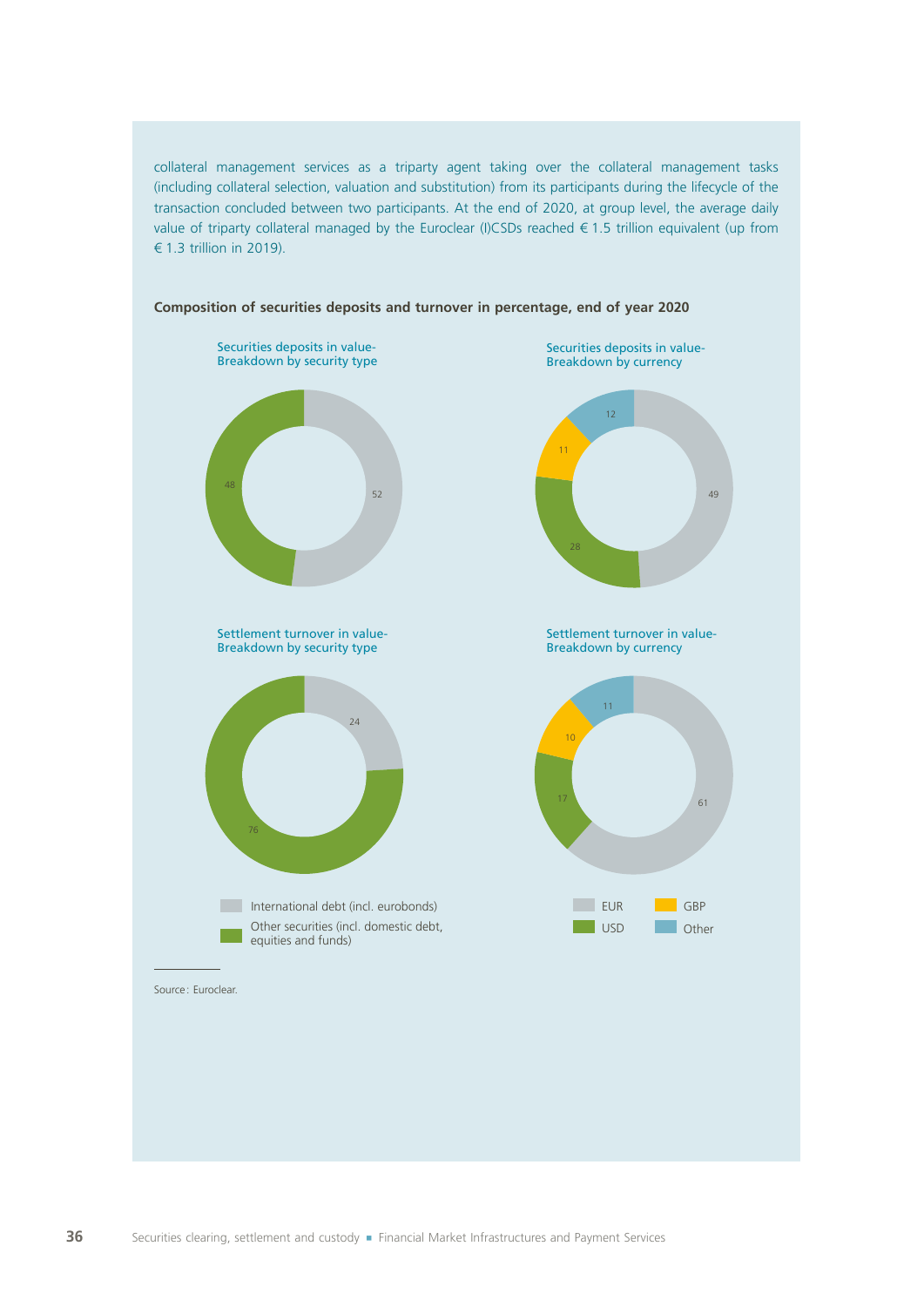collateral management services as a triparty agent taking over the collateral management tasks (including collateral selection, valuation and substitution) from its participants during the lifecycle of the transaction concluded between two participants. At the end of 2020, at group level, the average daily value of triparty collateral managed by the Euroclear (I)CSDs reached € 1.5 trillion equivalent (up from € 1.3 trillion in 2019).

**Composition of securities deposits and turnover in percentage, end of year 2020**

Securities deposits in value-
Breakdown by security type

| International debt (incl. eurobonds) | Other securities (incl. domestic debt, equities and funds) |
|---|---|
| 52 | 48 |

Securities deposits in value-
Breakdown by currency

| EUR | USD | GBP | Other |
|---|---|---|---|
| 49 | 28 | 11 | 12 |

Settlement turnover in value-
Breakdown by security type

| International debt (incl. eurobonds) | Other securities (incl. domestic debt, equities and funds) |
|---|---|
| 24 | 76 |

Settlement turnover in value-
Breakdown by currency

| EUR | USD | GBP | Other |
|---|---|---|---|
| 61 | 17 | 10 | 11 |

Source: Euroclear.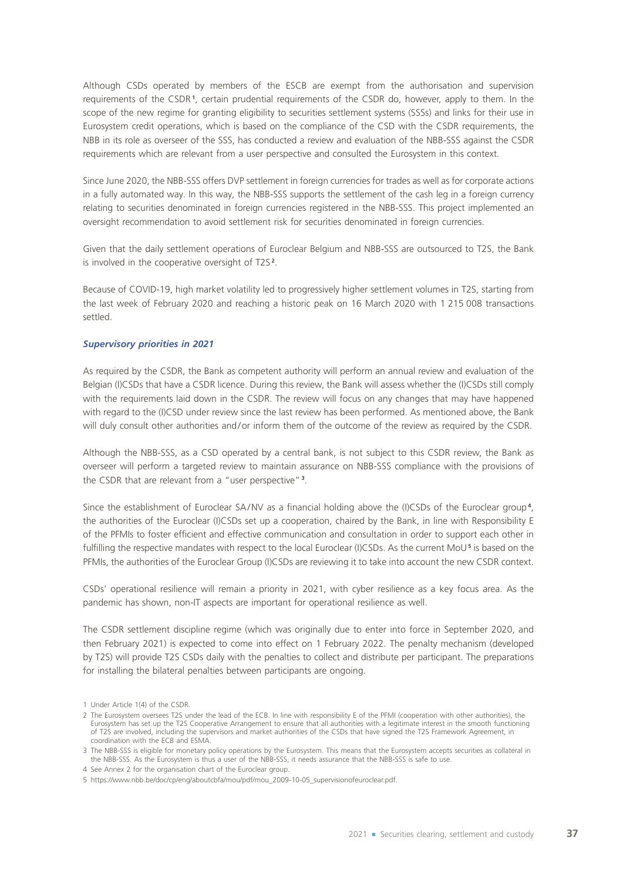Although CSDs operated by members of the ESCB are exempt from the authorisation and supervision requirements of the CSDR[1], certain prudential requirements of the CSDR do, however, apply to them. In the scope of the new regime for granting eligibility to securities settlement systems (SSSs) and links for their use in Eurosystem credit operations, which is based on the compliance of the CSD with the CSDR requirements, the NBB in its role as overseer of the SSS, has conducted a review and evaluation of the NBB-SSS against the CSDR requirements which are relevant from a user perspective and consulted the Eurosystem in this context.

Since June 2020, the NBB-SSS offers DVP settlement in foreign currencies for trades as well as for corporate actions in a fully automated way. In this way, the NBB-SSS supports the settlement of the cash leg in a foreign currency relating to securities denominated in foreign currencies registered in the NBB-SSS. This project implemented an oversight recommendation to avoid settlement risk for securities denominated in foreign currencies.

Given that the daily settlement operations of Euroclear Belgium and NBB-SSS are outsourced to T2S, the Bank is involved in the cooperative oversight of T2S[2].

Because of COVID-19, high market volatility led to progressively higher settlement volumes in T2S, starting from the last week of February 2020 and reaching a historic peak on 16 March 2020 with 1 215 008 transactions settled.

### *Supervisory priorities in 2021*

As required by the CSDR, the Bank as competent authority will perform an annual review and evaluation of the Belgian (I)CSDs that have a CSDR licence. During this review, the Bank will assess whether the (I)CSDs still comply with the requirements laid down in the CSDR. The review will focus on any changes that may have happened with regard to the (I)CSD under review since the last review has been performed. As mentioned above, the Bank will duly consult other authorities and/or inform them of the outcome of the review as required by the CSDR.

Although the NBB-SSS, as a CSD operated by a central bank, is not subject to this CSDR review, the Bank as overseer will perform a targeted review to maintain assurance on NBB-SSS compliance with the provisions of the CSDR that are relevant from a "user perspective"[3].

Since the establishment of Euroclear SA/NV as a financial holding above the (I)CSDs of the Euroclear group[4], the authorities of the Euroclear (I)CSDs set up a cooperation, chaired by the Bank, in line with Responsibility E of the PFMIs to foster efficient and effective communication and consultation in order to support each other in fulfilling the respective mandates with respect to the local Euroclear (I)CSDs. As the current MoU[5] is based on the PFMIs, the authorities of the Euroclear Group (I)CSDs are reviewing it to take into account the new CSDR context.

CSDs' operational resilience will remain a priority in 2021, with cyber resilience as a key focus area. As the pandemic has shown, non-IT aspects are important for operational resilience as well.

The CSDR settlement discipline regime (which was originally due to enter into force in September 2020, and then February 2021) is expected to come into effect on 1 February 2022. The penalty mechanism (developed by T2S) will provide T2S CSDs daily with the penalties to collect and distribute per participant. The preparations for installing the bilateral penalties between participants are ongoing.

1 Under Article 1(4) of the CSDR.

2 The Eurosystem oversees T2S under the lead of the ECB. In line with responsibility E of the PFMI (cooperation with other authorities), the Eurosystem has set up the T2S Cooperative Arrangement to ensure that all authorities with a legitimate interest in the smooth functioning of T2S are involved, including the supervisors and market authorities of the CSDs that have signed the T2S Framework Agreement, in coordination with the ECB and ESMA.

3 The NBB-SSS is eligible for monetary policy operations by the Eurosystem. This means that the Eurosystem accepts securities as collateral in the NBB-SSS. As the Eurosystem is thus a user of the NBB-SSS, it needs assurance that the NBB-SSS is safe to use.

4 See Annex 2 for the organisation chart of the Euroclear group.

5 https://www.nbb.be/doc/cp/eng/aboutcbfa/mou/pdf/mou_2009-10-05_supervisionofeuroclear.pdf.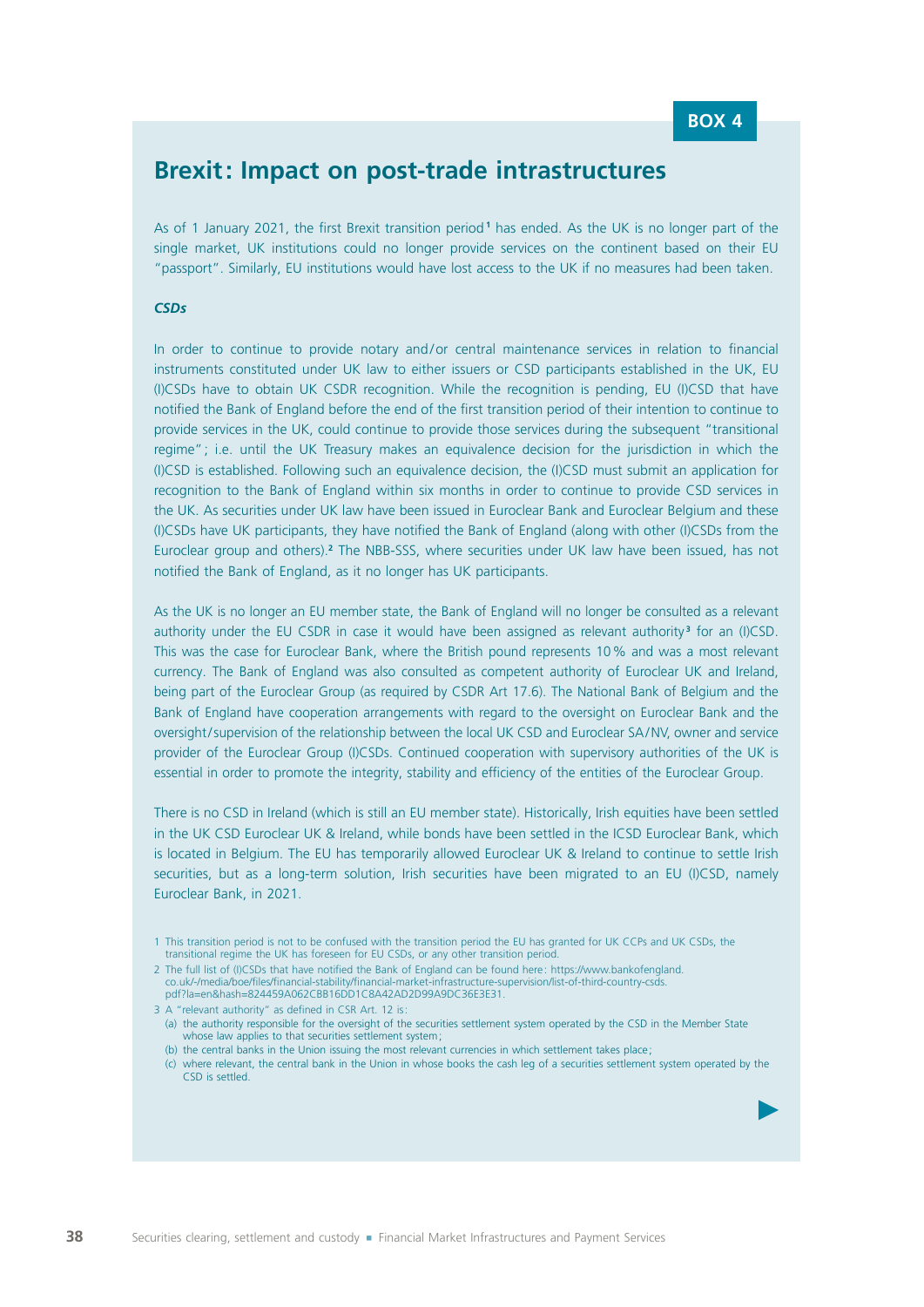BOX 4

## Brexit: Impact on post-trade intrastructures

As of 1 January 2021, the first Brexit transition period[1] has ended. As the UK is no longer part of the single market, UK institutions could no longer provide services on the continent based on their EU "passport". Similarly, EU institutions would have lost access to the UK if no measures had been taken.

***CSDs***

In order to continue to provide notary and/or central maintenance services in relation to financial instruments constituted under UK law to either issuers or CSD participants established in the UK, EU (I)CSDs have to obtain UK CSDR recognition. While the recognition is pending, EU (I)CSD that have notified the Bank of England before the end of the first transition period of their intention to continue to provide services in the UK, could continue to provide those services during the subsequent "transitional regime"; i.e. until the UK Treasury makes an equivalence decision for the jurisdiction in which the (I)CSD is established. Following such an equivalence decision, the (I)CSD must submit an application for recognition to the Bank of England within six months in order to continue to provide CSD services in the UK. As securities under UK law have been issued in Euroclear Bank and Euroclear Belgium and these (I)CSDs have UK participants, they have notified the Bank of England (along with other (I)CSDs from the Euroclear group and others).[2] The NBB-SSS, where securities under UK law have been issued, has not notified the Bank of England, as it no longer has UK participants.

As the UK is no longer an EU member state, the Bank of England will no longer be consulted as a relevant authority under the EU CSDR in case it would have been assigned as relevant authority[3] for an (I)CSD. This was the case for Euroclear Bank, where the British pound represents 10% and was a most relevant currency. The Bank of England was also consulted as competent authority of Euroclear UK and Ireland, being part of the Euroclear Group (as required by CSDR Art 17.6). The National Bank of Belgium and the Bank of England have cooperation arrangements with regard to the oversight on Euroclear Bank and the oversight/supervision of the relationship between the local UK CSD and Euroclear SA/NV, owner and service provider of the Euroclear Group (I)CSDs. Continued cooperation with supervisory authorities of the UK is essential in order to promote the integrity, stability and efficiency of the entities of the Euroclear Group.

There is no CSD in Ireland (which is still an EU member state). Historically, Irish equities have been settled in the UK CSD Euroclear UK & Ireland, while bonds have been settled in the ICSD Euroclear Bank, which is located in Belgium. The EU has temporarily allowed Euroclear UK & Ireland to continue to settle Irish securities, but as a long-term solution, Irish securities have been migrated to an EU (I)CSD, namely Euroclear Bank, in 2021.

1 This transition period is not to be confused with the transition period the EU has granted for UK CCPs and UK CSDs, the transitional regime the UK has foreseen for EU CSDs, or any other transition period.

2 The full list of (I)CSDs that have notified the Bank of England can be found here: https://www.bankofengland.co.uk/-/media/boe/files/financial-stability/financial-market-infrastructure-supervision/list-of-third-country-csds.pdf?la=en&hash=824459A062CBB16DD1C8A42AD2D99A9DC36E3E31.

3 A "relevant authority" as defined in CSR Art. 12 is:
(a) the authority responsible for the oversight of the securities settlement system operated by the CSD in the Member State whose law applies to that securities settlement system;
(b) the central banks in the Union issuing the most relevant currencies in which settlement takes place;
(c) where relevant, the central bank in the Union in whose books the cash leg of a securities settlement system operated by the CSD is settled.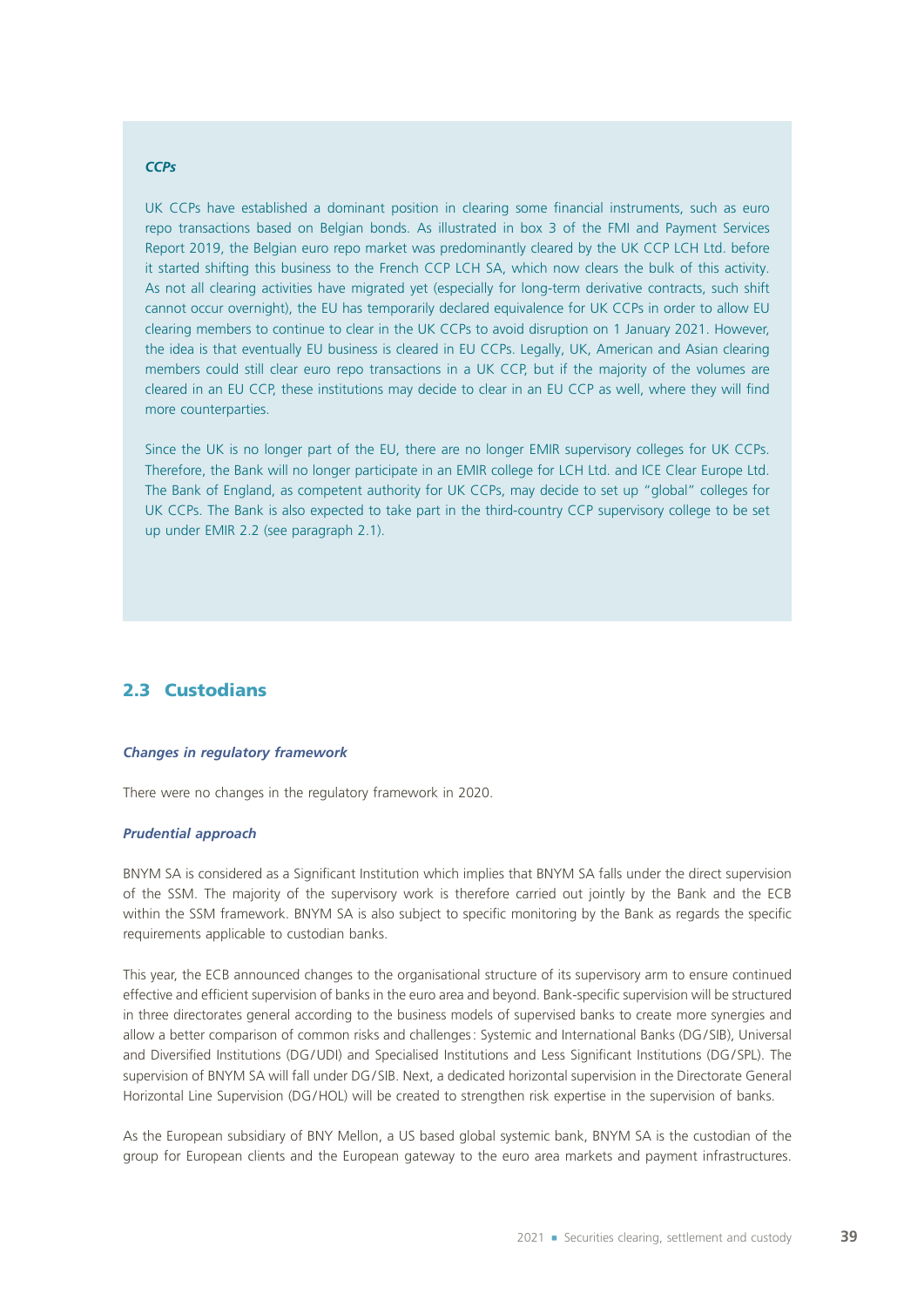*CCPs*

UK CCPs have established a dominant position in clearing some financial instruments, such as euro repo transactions based on Belgian bonds. As illustrated in box 3 of the FMI and Payment Services Report 2019, the Belgian euro repo market was predominantly cleared by the UK CCP LCH Ltd. before it started shifting this business to the French CCP LCH SA, which now clears the bulk of this activity. As not all clearing activities have migrated yet (especially for long-term derivative contracts, such shift cannot occur overnight), the EU has temporarily declared equivalence for UK CCPs in order to allow EU clearing members to continue to clear in the UK CCPs to avoid disruption on 1 January 2021. However, the idea is that eventually EU business is cleared in EU CCPs. Legally, UK, American and Asian clearing members could still clear euro repo transactions in a UK CCP, but if the majority of the volumes are cleared in an EU CCP, these institutions may decide to clear in an EU CCP as well, where they will find more counterparties.

Since the UK is no longer part of the EU, there are no longer EMIR supervisory colleges for UK CCPs. Therefore, the Bank will no longer participate in an EMIR college for LCH Ltd. and ICE Clear Europe Ltd. The Bank of England, as competent authority for UK CCPs, may decide to set up "global" colleges for UK CCPs. The Bank is also expected to take part in the third-country CCP supervisory college to be set up under EMIR 2.2 (see paragraph 2.1).

## 2.3 Custodians

***Changes in regulatory framework***

There were no changes in the regulatory framework in 2020.

***Prudential approach***

BNYM SA is considered as a Significant Institution which implies that BNYM SA falls under the direct supervision of the SSM. The majority of the supervisory work is therefore carried out jointly by the Bank and the ECB within the SSM framework. BNYM SA is also subject to specific monitoring by the Bank as regards the specific requirements applicable to custodian banks.

This year, the ECB announced changes to the organisational structure of its supervisory arm to ensure continued effective and efficient supervision of banks in the euro area and beyond. Bank-specific supervision will be structured in three directorates general according to the business models of supervised banks to create more synergies and allow a better comparison of common risks and challenges: Systemic and International Banks (DG/SIB), Universal and Diversified Institutions (DG/UDI) and Specialised Institutions and Less Significant Institutions (DG/SPL). The supervision of BNYM SA will fall under DG/SIB. Next, a dedicated horizontal supervision in the Directorate General Horizontal Line Supervision (DG/HOL) will be created to strengthen risk expertise in the supervision of banks.

As the European subsidiary of BNY Mellon, a US based global systemic bank, BNYM SA is the custodian of the group for European clients and the European gateway to the euro area markets and payment infrastructures.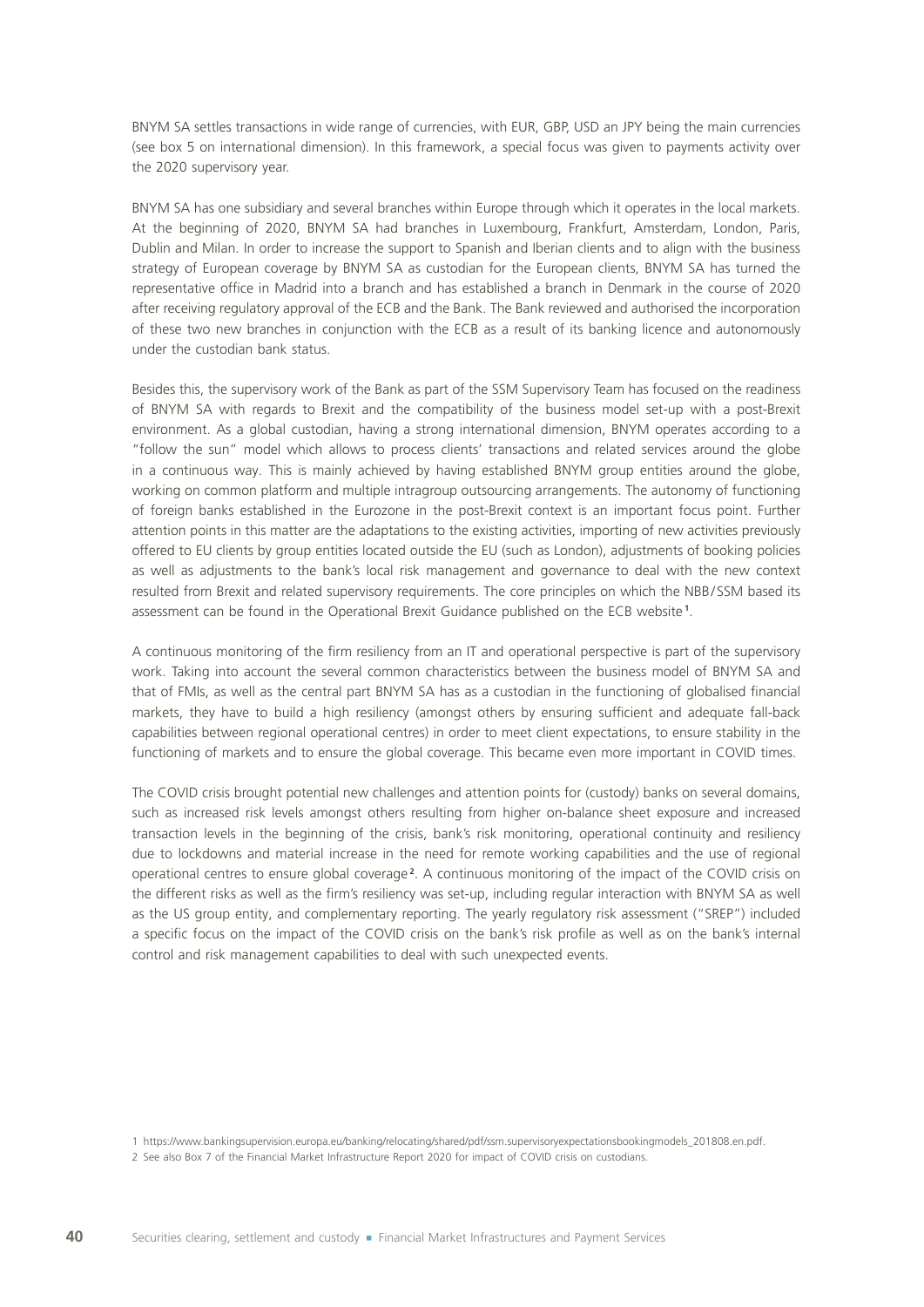BNYM SA settles transactions in wide range of currencies, with EUR, GBP, USD an JPY being the main currencies (see box 5 on international dimension). In this framework, a special focus was given to payments activity over the 2020 supervisory year.

BNYM SA has one subsidiary and several branches within Europe through which it operates in the local markets. At the beginning of 2020, BNYM SA had branches in Luxembourg, Frankfurt, Amsterdam, London, Paris, Dublin and Milan. In order to increase the support to Spanish and Iberian clients and to align with the business strategy of European coverage by BNYM SA as custodian for the European clients, BNYM SA has turned the representative office in Madrid into a branch and has established a branch in Denmark in the course of 2020 after receiving regulatory approval of the ECB and the Bank. The Bank reviewed and authorised the incorporation of these two new branches in conjunction with the ECB as a result of its banking licence and autonomously under the custodian bank status.

Besides this, the supervisory work of the Bank as part of the SSM Supervisory Team has focused on the readiness of BNYM SA with regards to Brexit and the compatibility of the business model set-up with a post-Brexit environment. As a global custodian, having a strong international dimension, BNYM operates according to a "follow the sun" model which allows to process clients' transactions and related services around the globe in a continuous way. This is mainly achieved by having established BNYM group entities around the globe, working on common platform and multiple intragroup outsourcing arrangements. The autonomy of functioning of foreign banks established in the Eurozone in the post-Brexit context is an important focus point. Further attention points in this matter are the adaptations to the existing activities, importing of new activities previously offered to EU clients by group entities located outside the EU (such as London), adjustments of booking policies as well as adjustments to the bank's local risk management and governance to deal with the new context resulted from Brexit and related supervisory requirements. The core principles on which the NBB/SSM based its assessment can be found in the Operational Brexit Guidance published on the ECB website[1].

A continuous monitoring of the firm resiliency from an IT and operational perspective is part of the supervisory work. Taking into account the several common characteristics between the business model of BNYM SA and that of FMIs, as well as the central part BNYM SA has as a custodian in the functioning of globalised financial markets, they have to build a high resiliency (amongst others by ensuring sufficient and adequate fall-back capabilities between regional operational centres) in order to meet client expectations, to ensure stability in the functioning of markets and to ensure the global coverage. This became even more important in COVID times.

The COVID crisis brought potential new challenges and attention points for (custody) banks on several domains, such as increased risk levels amongst others resulting from higher on-balance sheet exposure and increased transaction levels in the beginning of the crisis, bank's risk monitoring, operational continuity and resiliency due to lockdowns and material increase in the need for remote working capabilities and the use of regional operational centres to ensure global coverage[2]. A continuous monitoring of the impact of the COVID crisis on the different risks as well as the firm's resiliency was set-up, including regular interaction with BNYM SA as well as the US group entity, and complementary reporting. The yearly regulatory risk assessment ("SREP") included a specific focus on the impact of the COVID crisis on the bank's risk profile as well as on the bank's internal control and risk management capabilities to deal with such unexpected events.

1 https://www.bankingsupervision.europa.eu/banking/relocating/shared/pdf/ssm.supervisoryexpectationsbookingmodels_201808.en.pdf.

2 See also Box 7 of the Financial Market Infrastructure Report 2020 for impact of COVID crisis on custodians.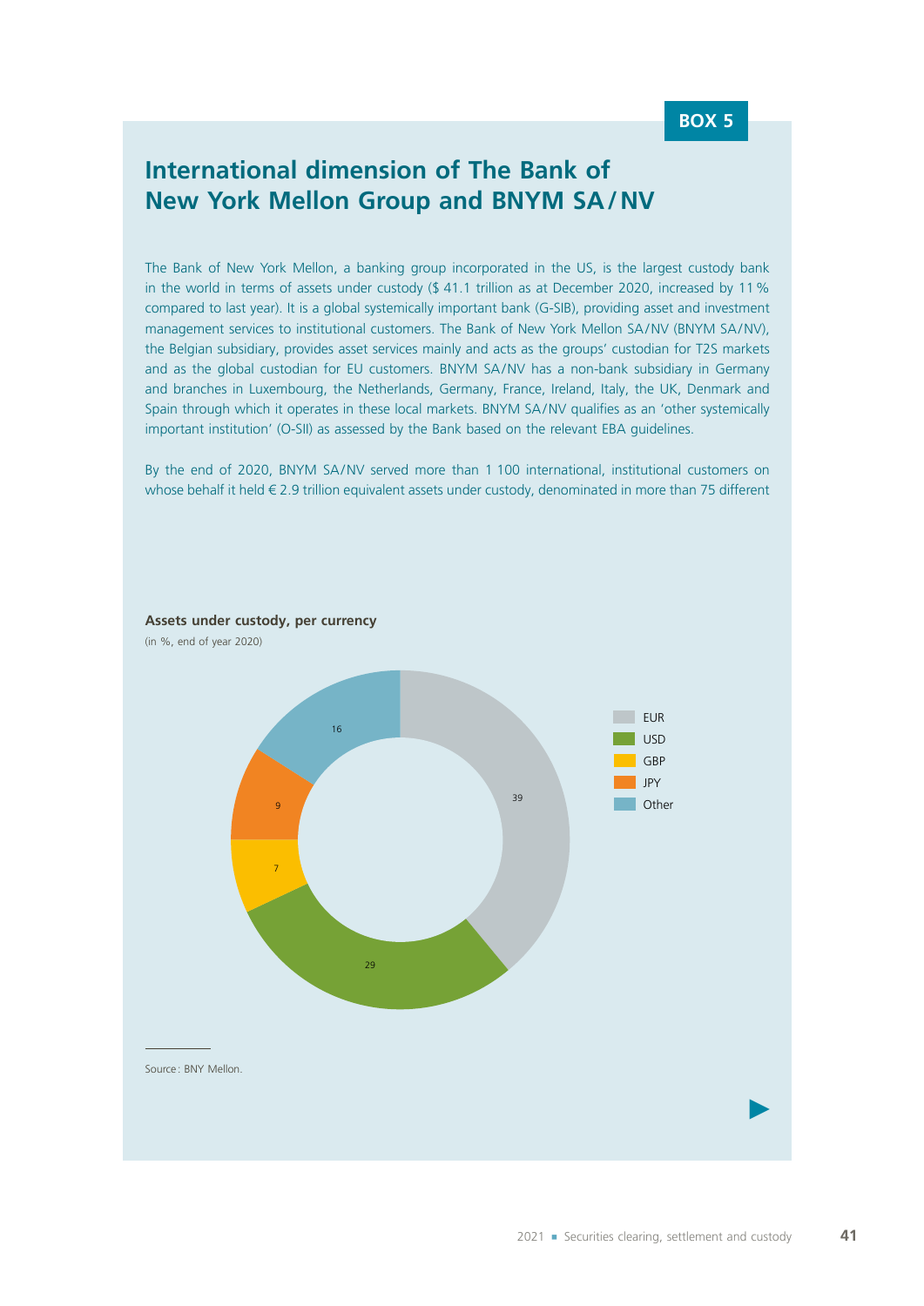BOX 5

## International dimension of The Bank of New York Mellon Group and BNYM SA/NV

The Bank of New York Mellon, a banking group incorporated in the US, is the largest custody bank in the world in terms of assets under custody ($ 41.1 trillion as at December 2020, increased by 11 % compared to last year). It is a global systemically important bank (G-SIB), providing asset and investment management services to institutional customers. The Bank of New York Mellon SA/NV (BNYM SA/NV), the Belgian subsidiary, provides asset services mainly and acts as the groups' custodian for T2S markets and as the global custodian for EU customers. BNYM SA/NV has a non-bank subsidiary in Germany and branches in Luxembourg, the Netherlands, Germany, France, Ireland, Italy, the UK, Denmark and Spain through which it operates in these local markets. BNYM SA/NV qualifies as an 'other systemically important institution' (O-SII) as assessed by the Bank based on the relevant EBA guidelines.

By the end of 2020, BNYM SA/NV served more than 1 100 international, institutional customers on whose behalf it held € 2.9 trillion equivalent assets under custody, denominated in more than 75 different

**Assets under custody, per currency**

(in %, end of year 2020)

| Currency | % |
|---|---|
| EUR | 39 |
| USD | 29 |
| GBP | 7 |
| JPY | 9 |
| Other | 16 |

Source: BNY Mellon.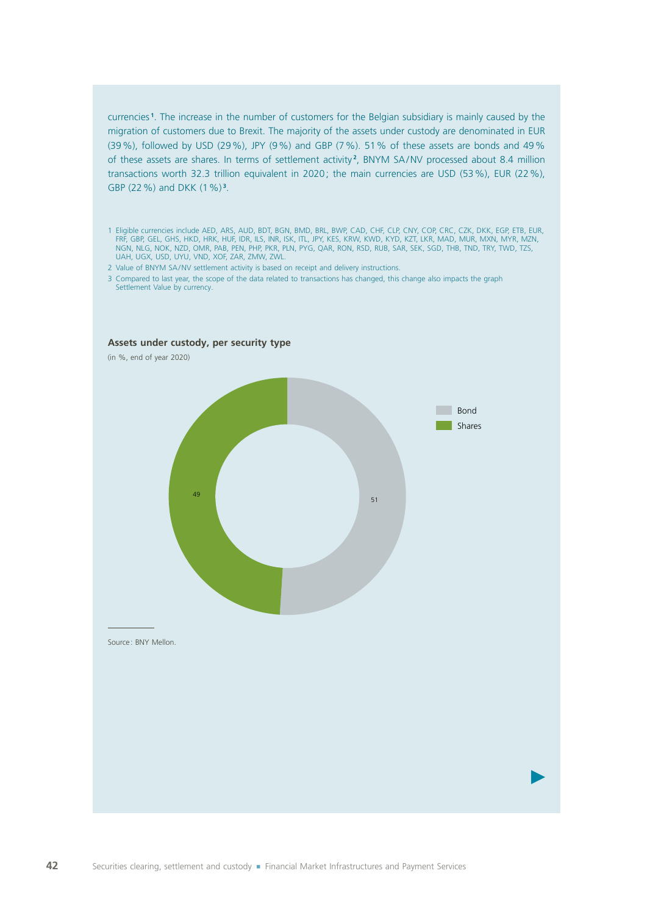currencies[1]. The increase in the number of customers for the Belgian subsidiary is mainly caused by the migration of customers due to Brexit. The majority of the assets under custody are denominated in EUR (39 %), followed by USD (29 %), JPY (9 %) and GBP (7 %). 51 % of these assets are bonds and 49 % of these assets are shares. In terms of settlement activity[2], BNYM SA/NV processed about 8.4 million transactions worth 32.3 trillion equivalent in 2020; the main currencies are USD (53 %), EUR (22 %), GBP (22 %) and DKK (1 %)[3].

1 Eligible currencies include AED, ARS, AUD, BDT, BGN, BMD, BRL, BWP, CAD, CHF, CLP, CNY, COP, CRC, CZK, DKK, EGP, ETB, EUR, FRF, GBP, GEL, GHS, HKD, HRK, HUF, IDR, ILS, INR, ISK, ITL, JPY, KES, KRW, KWD, KYD, KZT, LKR, MAD, MUR, MXN, MYR, MZN, NGN, NLG, NOK, NZD, OMR, PAB, PEN, PHP, PKR, PLN, PYG, QAR, RON, RSD, RUB, SAR, SEK, SGD, THB, TND, TRY, TWD, TZS, UAH, UGX, USD, UYU, VND, XOF, ZAR, ZMW, ZWL.

2 Value of BNYM SA/NV settlement activity is based on receipt and delivery instructions.

3 Compared to last year, the scope of the data related to transactions has changed, this change also impacts the graph Settlement Value by currency.

**Assets under custody, per security type**

(in %, end of year 2020)

| Security type | % |
|---|---|
| Bond | 51 |
| Shares | 49 |

Source: BNY Mellon.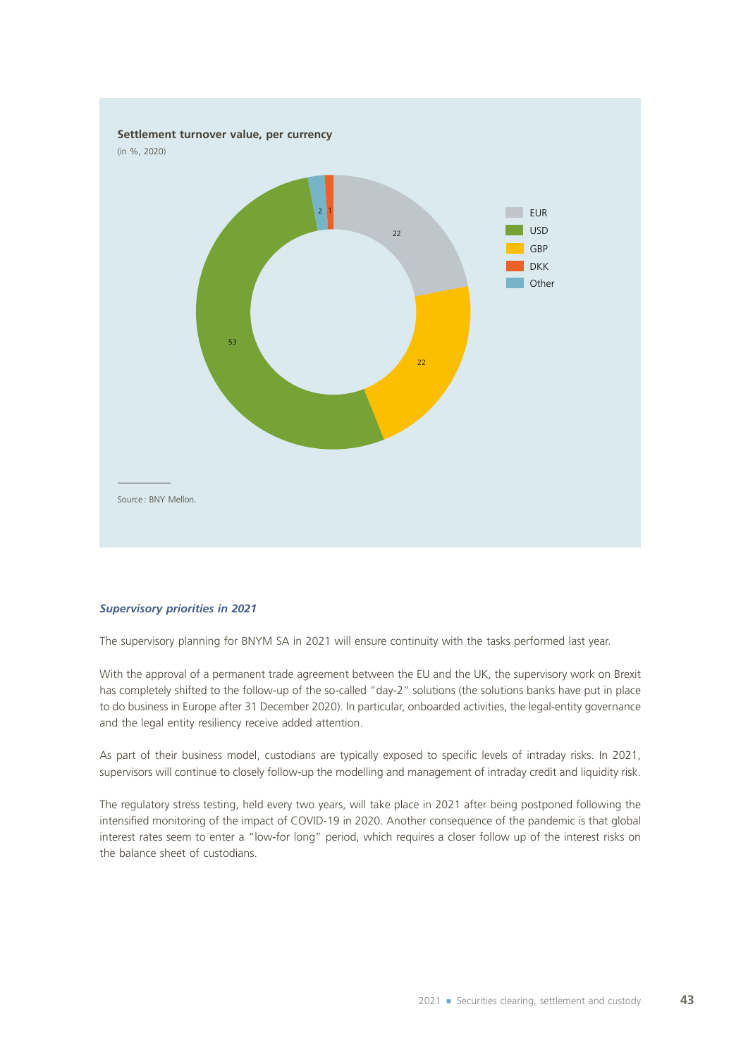**Settlement turnover value, per currency**

(in %, 2020)

22
22
53
2
1

EUR
USD
GBP
DKK
Other

Source: BNY Mellon.

### *Supervisory priorities in 2021*

The supervisory planning for BNYM SA in 2021 will ensure continuity with the tasks performed last year.

With the approval of a permanent trade agreement between the EU and the UK, the supervisory work on Brexit has completely shifted to the follow-up of the so-called "day-2" solutions (the solutions banks have put in place to do business in Europe after 31 December 2020). In particular, onboarded activities, the legal-entity governance and the legal entity resiliency receive added attention.

As part of their business model, custodians are typically exposed to specific levels of intraday risks. In 2021, supervisors will continue to closely follow-up the modelling and management of intraday credit and liquidity risk.

The regulatory stress testing, held every two years, will take place in 2021 after being postponed following the intensified monitoring of the impact of COVID-19 in 2020. Another consequence of the pandemic is that global interest rates seem to enter a "low-for long" period, which requires a closer follow up of the interest risks on the balance sheet of custodians.